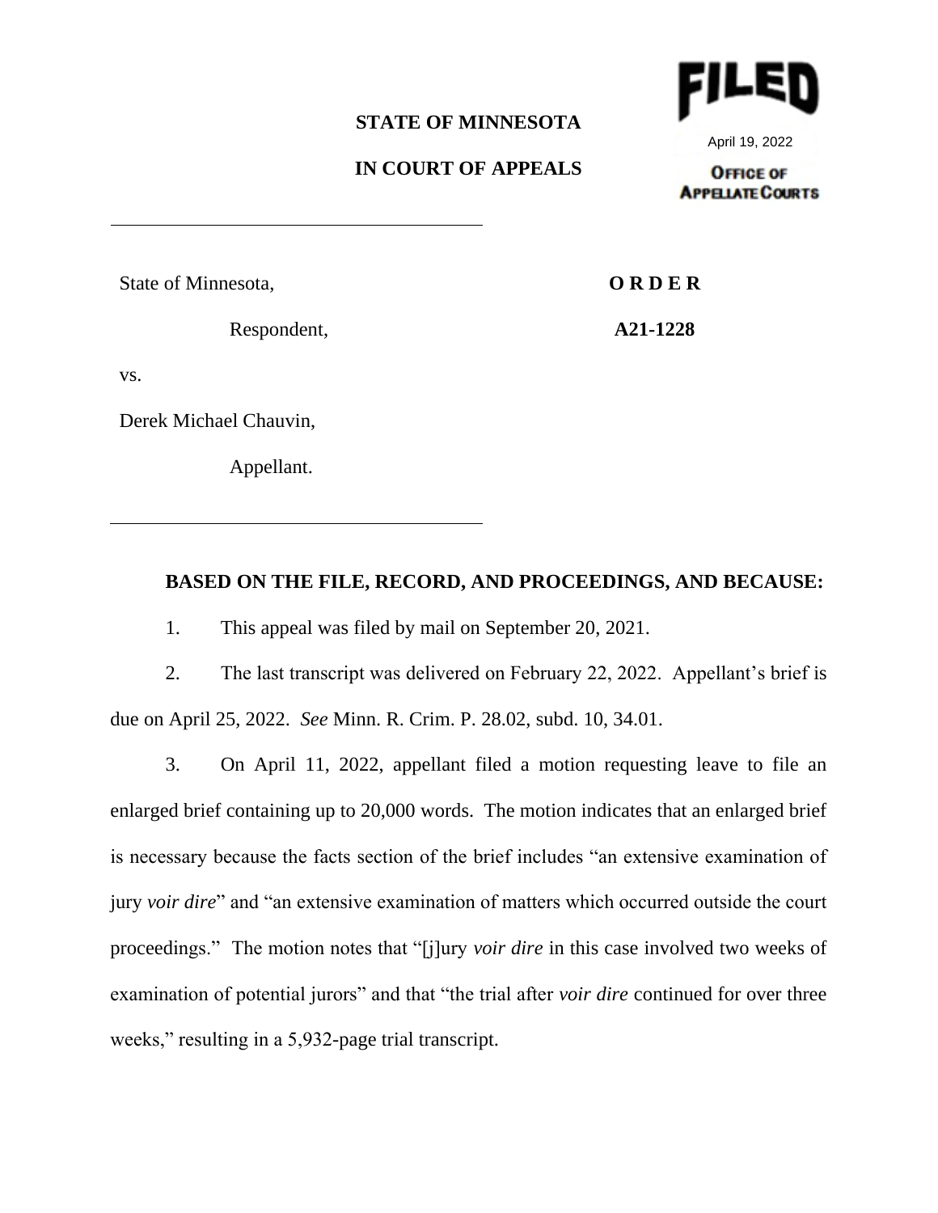FILED

April 19, 2022

OFFICE OF APPELLATE COURTS

**STATE OF MINNESOTA**

**IN COURT OF APPEALS**

---

State of Minnesota,

Respondent,

vs.

Derek Michael Chauvin,

Appellant.

---

**O R D E R**

**A21-1228**

**BASED ON THE FILE, RECORD, AND PROCEEDINGS, AND BECAUSE:**

1. This appeal was filed by mail on September 20, 2021.

2. The last transcript was delivered on February 22, 2022. Appellant's brief is due on April 25, 2022. *See* Minn. R. Crim. P. 28.02, subd. 10, 34.01.

3. On April 11, 2022, appellant filed a motion requesting leave to file an enlarged brief containing up to 20,000 words. The motion indicates that an enlarged brief is necessary because the facts section of the brief includes "an extensive examination of jury *voir dire*" and "an extensive examination of matters which occurred outside the court proceedings." The motion notes that "[j]ury *voir dire* in this case involved two weeks of examination of potential jurors" and that "the trial after *voir dire* continued for over three weeks," resulting in a 5,932-page trial transcript.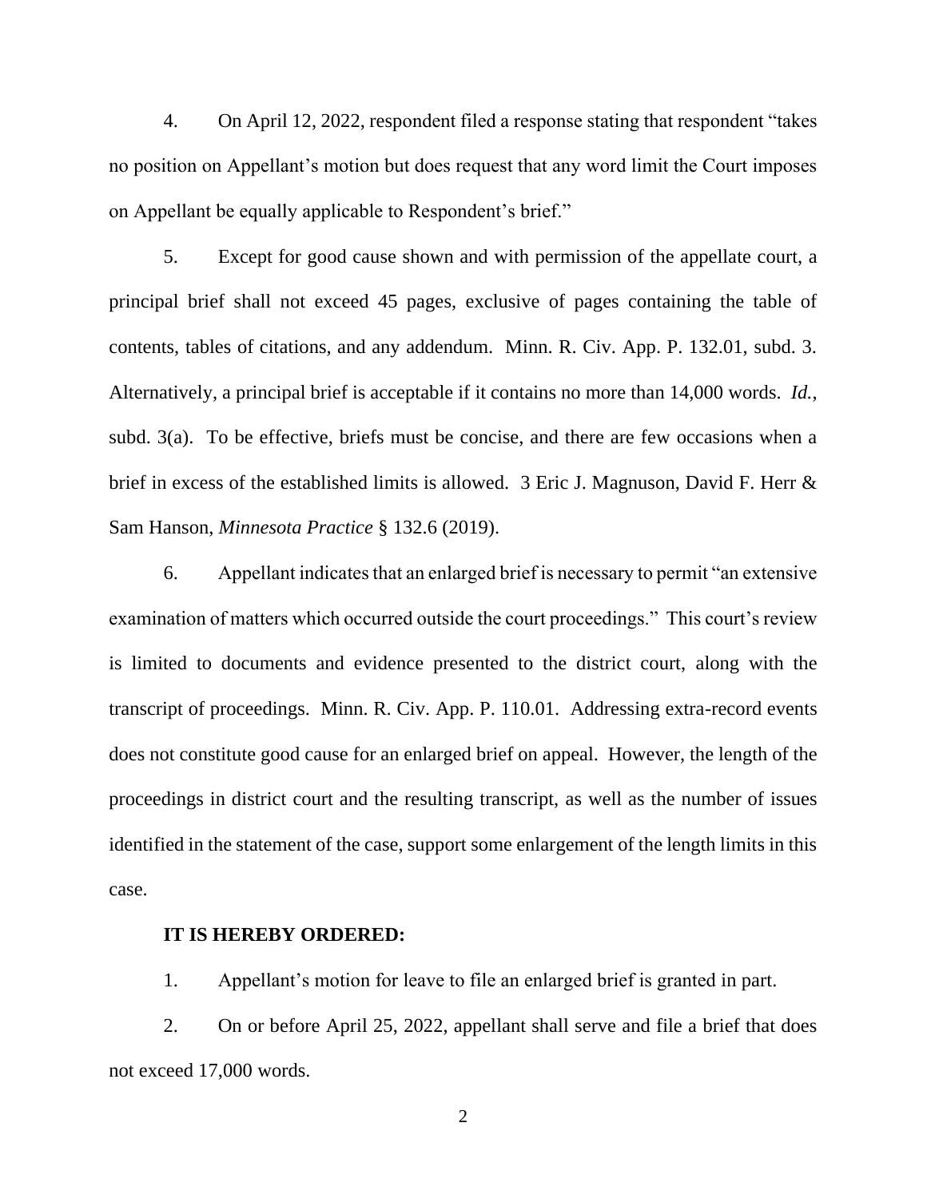4. On April 12, 2022, respondent filed a response stating that respondent "takes no position on Appellant's motion but does request that any word limit the Court imposes on Appellant be equally applicable to Respondent's brief."

5. Except for good cause shown and with permission of the appellate court, a principal brief shall not exceed 45 pages, exclusive of pages containing the table of contents, tables of citations, and any addendum. Minn. R. Civ. App. P. 132.01, subd. 3. Alternatively, a principal brief is acceptable if it contains no more than 14,000 words. *Id.*, subd. 3(a). To be effective, briefs must be concise, and there are few occasions when a brief in excess of the established limits is allowed. 3 Eric J. Magnuson, David F. Herr & Sam Hanson, *Minnesota Practice* § 132.6 (2019).

6. Appellant indicates that an enlarged brief is necessary to permit "an extensive examination of matters which occurred outside the court proceedings." This court's review is limited to documents and evidence presented to the district court, along with the transcript of proceedings. Minn. R. Civ. App. P. 110.01. Addressing extra-record events does not constitute good cause for an enlarged brief on appeal. However, the length of the proceedings in district court and the resulting transcript, as well as the number of issues identified in the statement of the case, support some enlargement of the length limits in this case.

**IT IS HEREBY ORDERED:**

1. Appellant's motion for leave to file an enlarged brief is granted in part.

2. On or before April 25, 2022, appellant shall serve and file a brief that does not exceed 17,000 words.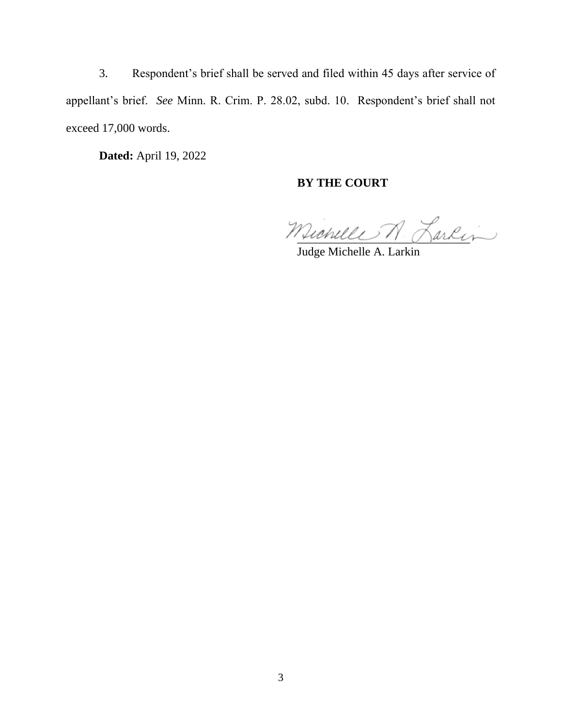3. Respondent's brief shall be served and filed within 45 days after service of appellant's brief. *See* Minn. R. Crim. P. 28.02, subd. 10. Respondent's brief shall not exceed 17,000 words.

**Dated:** April 19, 2022

**BY THE COURT**

Michelle A. Larkin

Judge Michelle A. Larkin